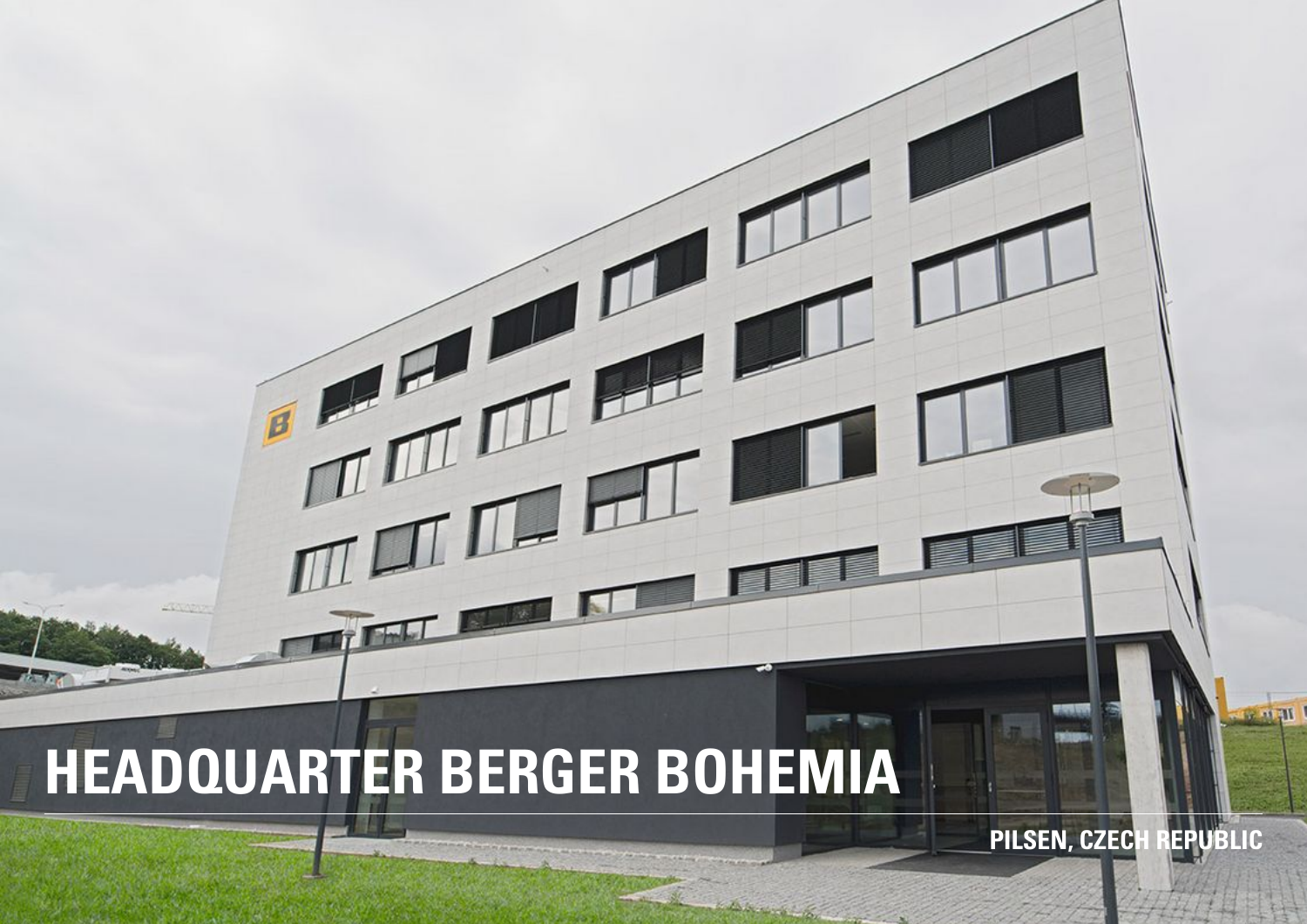# HEADQUARTER BERGER BOHEMIA

PILSEN, CZECH REPUBLIC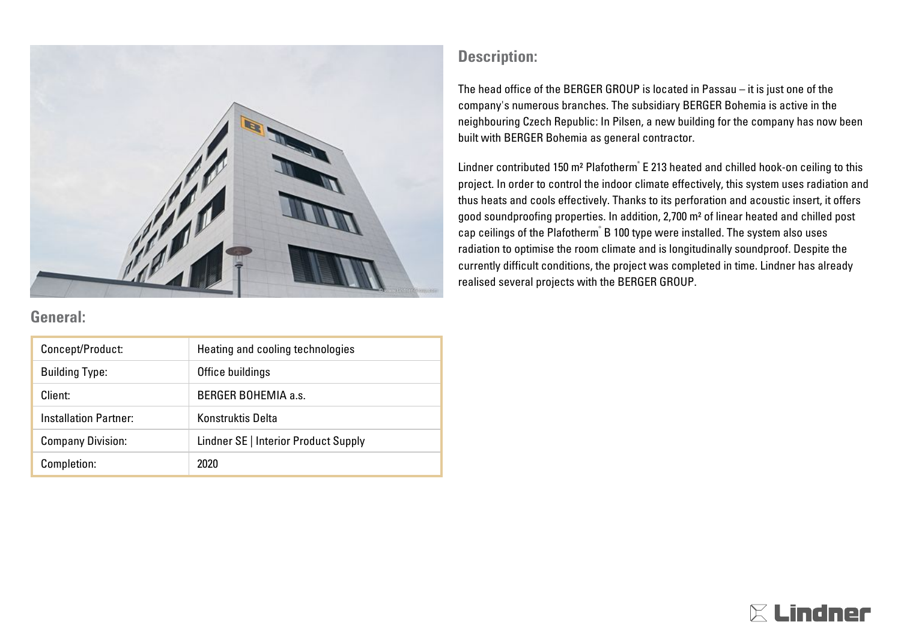## Description:

The head office of the BERGER GROUP is located in Passau – it is just one of the company's numerous branches. The subsidiary BERGER Bohemia is active in the neighbouring Czech Republic: In Pilsen, a new building for the company has now been built with BERGER Bohemia as general contractor.

Lindner contributed 150 m² Plafotherm® E 213 heated and chilled hook-on ceiling to this project. In order to control the indoor climate effectively, this system uses radiation and thus heats and cools effectively. Thanks to its perforation and acoustic insert, it offers good soundproofing properties. In addition, 2,700 m² of linear heated and chilled post cap ceilings of the Plafotherm® B 100 type were installed. The system also uses radiation to optimise the room climate and is longitudinally soundproof. Despite the currently difficult conditions, the project was completed in time. Lindner has already realised several projects with the BERGER GROUP.

## General:

| | |
|---|---|
| Concept/Product: | Heating and cooling technologies |
| Building Type: | Office buildings |
| Client: | BERGER BOHEMIA a.s. |
| Installation Partner: | Konstruktis Delta |
| Company Division: | Lindner SE \| Interior Product Supply |
| Completion: | 2020 |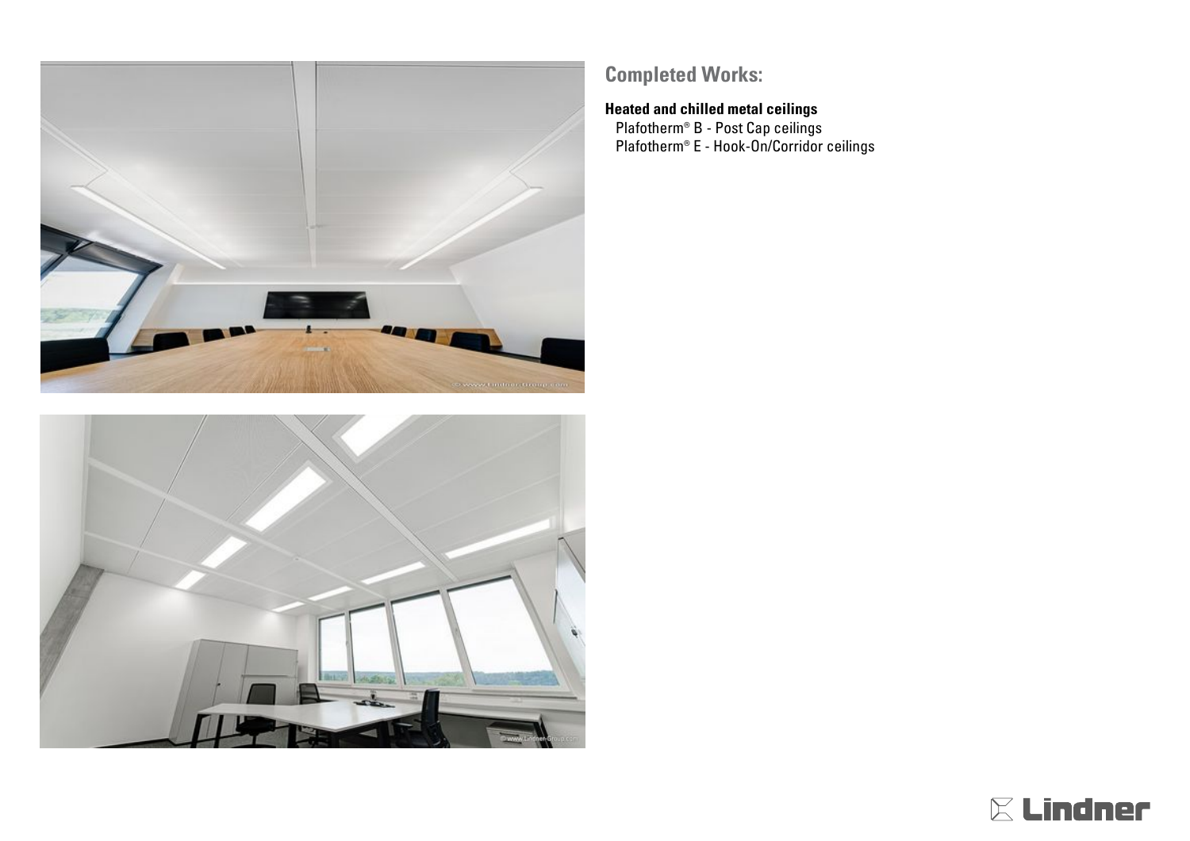## Completed Works:

**Heated and chilled metal ceilings**

Plafotherm® B - Post Cap ceilings
Plafotherm® E - Hook-On/Corridor ceilings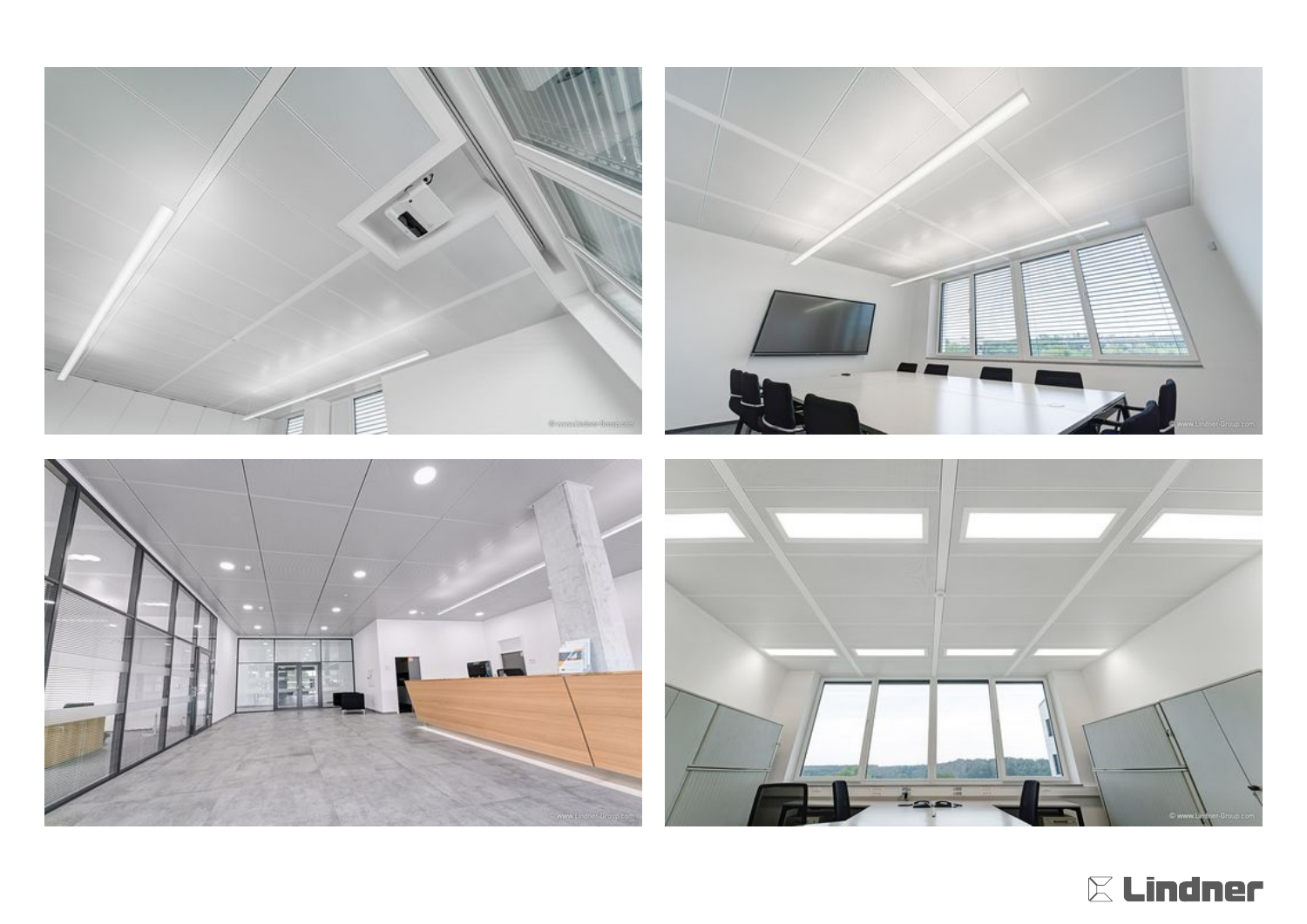© www.Lindner-Group.com

© www.Lindner-Group.com

© www.Lindner-Group.com

© www.Lindner-Group.com

Lindner